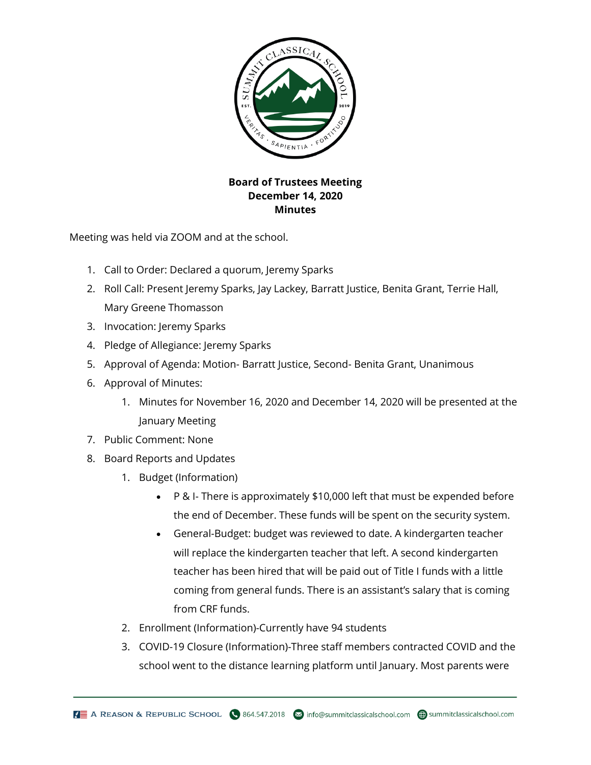**Board of Trustees Meeting**
**December 14, 2020**
**Minutes**

Meeting was held via ZOOM and at the school.

1. Call to Order: Declared a quorum, Jeremy Sparks
2. Roll Call: Present Jeremy Sparks, Jay Lackey, Barratt Justice, Benita Grant, Terrie Hall, Mary Greene Thomasson
3. Invocation: Jeremy Sparks
4. Pledge of Allegiance: Jeremy Sparks
5. Approval of Agenda: Motion- Barratt Justice, Second- Benita Grant, Unanimous
6. Approval of Minutes:
   1. Minutes for November 16, 2020 and December 14, 2020 will be presented at the January Meeting
7. Public Comment: None
8. Board Reports and Updates
   1. Budget (Information)
      - P & I- There is approximately $10,000 left that must be expended before the end of December. These funds will be spent on the security system.
      - General-Budget: budget was reviewed to date. A kindergarten teacher will replace the kindergarten teacher that left. A second kindergarten teacher has been hired that will be paid out of Title I funds with a little coming from general funds. There is an assistant's salary that is coming from CRF funds.
   2. Enrollment (Information)-Currently have 94 students
   3. COVID-19 Closure (Information)-Three staff members contracted COVID and the school went to the distance learning platform until January. Most parents were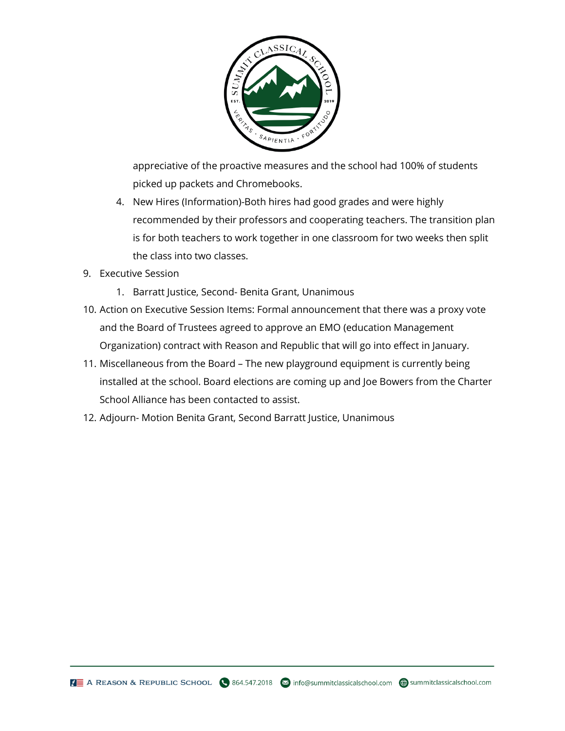appreciative of the proactive measures and the school had 100% of students picked up packets and Chromebooks.

4. New Hires (Information)-Both hires had good grades and were highly recommended by their professors and cooperating teachers. The transition plan is for both teachers to work together in one classroom for two weeks then split the class into two classes.

9. Executive Session
    1. Barratt Justice, Second- Benita Grant, Unanimous
10. Action on Executive Session Items: Formal announcement that there was a proxy vote and the Board of Trustees agreed to approve an EMO (education Management Organization) contract with Reason and Republic that will go into effect in January.
11. Miscellaneous from the Board – The new playground equipment is currently being installed at the school. Board elections are coming up and Joe Bowers from the Charter School Alliance has been contacted to assist.
12. Adjourn- Motion Benita Grant, Second Barratt Justice, Unanimous